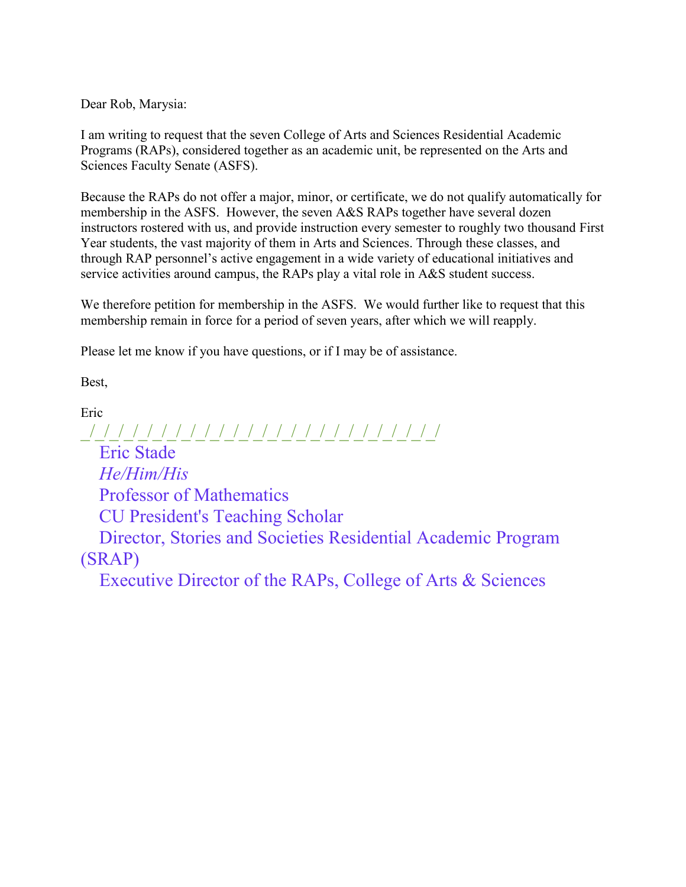Dear Rob, Marysia:

I am writing to request that the seven College of Arts and Sciences Residential Academic Programs (RAPs), considered together as an academic unit, be represented on the Arts and Sciences Faculty Senate (ASFS).

Because the RAPs do not offer a major, minor, or certificate, we do not qualify automatically for membership in the ASFS. However, the seven A&S RAPs together have several dozen instructors rostered with us, and provide instruction every semester to roughly two thousand First Year students, the vast majority of them in Arts and Sciences. Through these classes, and through RAP personnel's active engagement in a wide variety of educational initiatives and service activities around campus, the RAPs play a vital role in A&S student success.

We therefore petition for membership in the ASFS. We would further like to request that this membership remain in force for a period of seven years, after which we will reapply.

Please let me know if you have questions, or if I may be of assistance.

Best,

Eric

_/_/_/_/_/_/_/_/_/_/_/_/_/_/_/_/_/_/_/_/_/_/_/_/_/_/_/_/_/_/_/

Eric Stade

*He/Him/His*

Professor of Mathematics

CU President's Teaching Scholar

Director, Stories and Societies Residential Academic Program (SRAP)

Executive Director of the RAPs, College of Arts & Sciences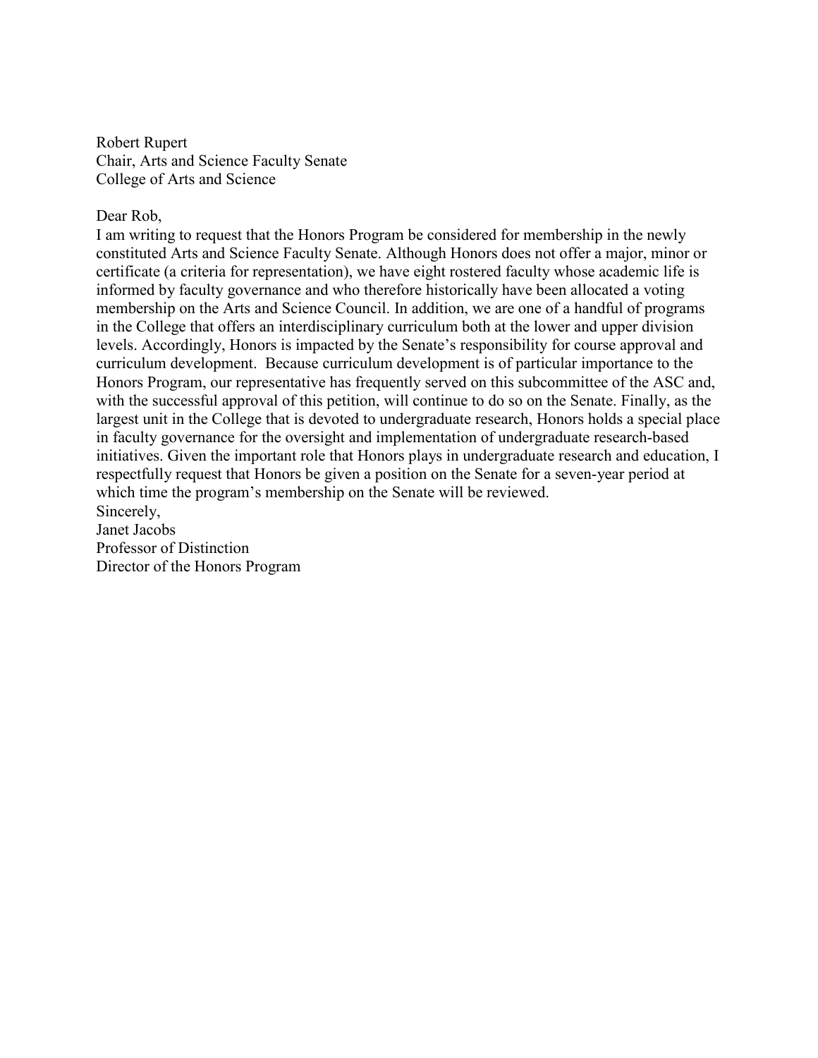Robert Rupert
Chair, Arts and Science Faculty Senate
College of Arts and Science

Dear Rob,

I am writing to request that the Honors Program be considered for membership in the newly constituted Arts and Science Faculty Senate. Although Honors does not offer a major, minor or certificate (a criteria for representation), we have eight rostered faculty whose academic life is informed by faculty governance and who therefore historically have been allocated a voting membership on the Arts and Science Council. In addition, we are one of a handful of programs in the College that offers an interdisciplinary curriculum both at the lower and upper division levels. Accordingly, Honors is impacted by the Senate's responsibility for course approval and curriculum development. Because curriculum development is of particular importance to the Honors Program, our representative has frequently served on this subcommittee of the ASC and, with the successful approval of this petition, will continue to do so on the Senate. Finally, as the largest unit in the College that is devoted to undergraduate research, Honors holds a special place in faculty governance for the oversight and implementation of undergraduate research-based initiatives. Given the important role that Honors plays in undergraduate research and education, I respectfully request that Honors be given a position on the Senate for a seven-year period at which time the program's membership on the Senate will be reviewed.

Sincerely,
Janet Jacobs
Professor of Distinction
Director of the Honors Program